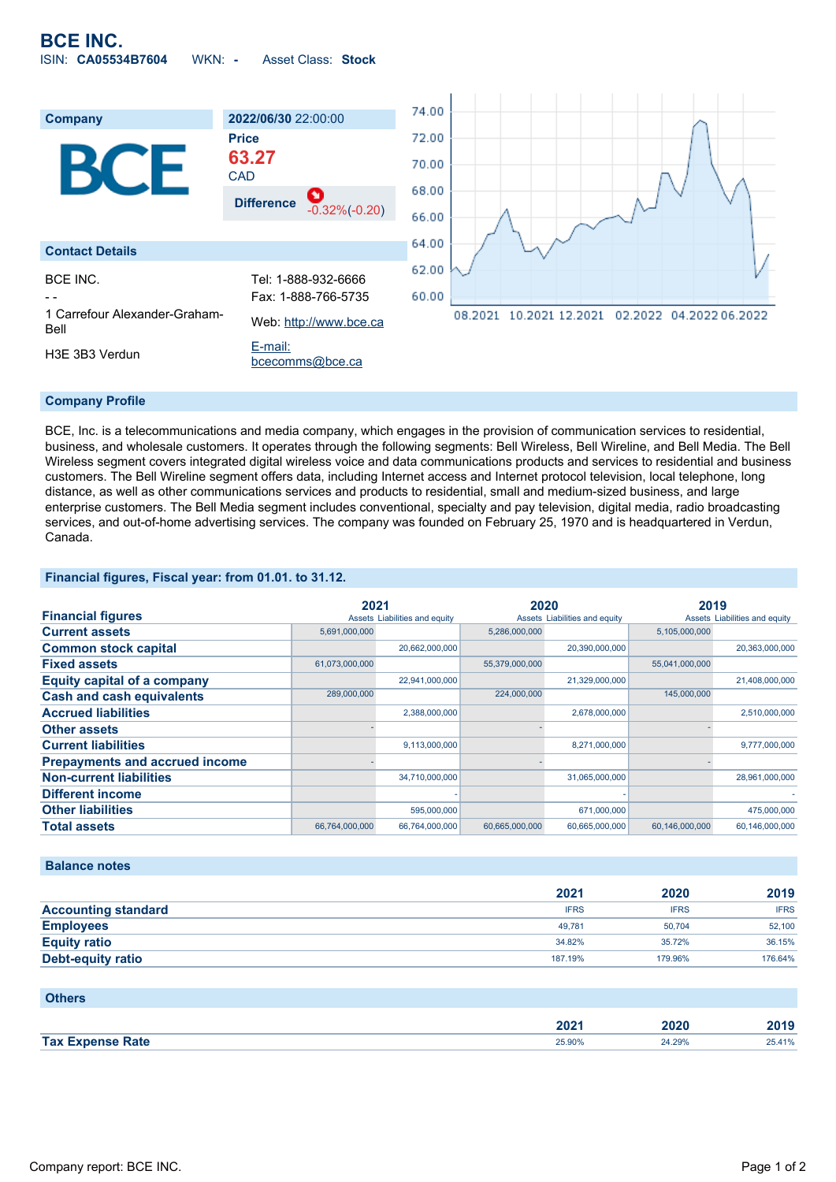# BCE INC.

ISIN: **CA05534B7604** WKN: **-** Asset Class: **Stock**

| Company | 2022/06/30 22:00:00 |
|---|---|
| BCE | Price **63.27** CAD |
| | Difference -0.32%(-0.20) |

## Contact Details

BCE INC.
- -
1 Carrefour Alexander-Graham-Bell
H3E 3B3 Verdun

Tel: 1-888-932-6666
Fax: 1-888-766-5735
Web: http://www.bce.ca
E-mail: bcecomms@bce.ca

## Company Profile

BCE, Inc. is a telecommunications and media company, which engages in the provision of communication services to residential, business, and wholesale customers. It operates through the following segments: Bell Wireless, Bell Wireline, and Bell Media. The Bell Wireless segment covers integrated digital wireless voice and data communications products and services to residential and business customers. The Bell Wireline segment offers data, including Internet access and Internet protocol television, local telephone, long distance, as well as other communications services and products to residential, small and medium-sized business, and large enterprise customers. The Bell Media segment includes conventional, specialty and pay television, digital media, radio broadcasting services, and out-of-home advertising services. The company was founded on February 25, 1970 and is headquartered in Verdun, Canada.

## Financial figures, Fiscal year: from 01.01. to 31.12.

| Financial figures | 2021 Assets | 2021 Liabilities and equity | 2020 Assets | 2020 Liabilities and equity | 2019 Assets | 2019 Liabilities and equity |
|---|---|---|---|---|---|---|
| Current assets | 5,691,000,000 | | 5,286,000,000 | | 5,105,000,000 | |
| Common stock capital | | 20,662,000,000 | | 20,390,000,000 | | 20,363,000,000 |
| Fixed assets | 61,073,000,000 | | 55,379,000,000 | | 55,041,000,000 | |
| Equity capital of a company | | 22,941,000,000 | | 21,329,000,000 | | 21,408,000,000 |
| Cash and cash equivalents | 289,000,000 | | 224,000,000 | | 145,000,000 | |
| Accrued liabilities | | 2,388,000,000 | | 2,678,000,000 | | 2,510,000,000 |
| Other assets | - | | - | | - | |
| Current liabilities | | 9,113,000,000 | | 8,271,000,000 | | 9,777,000,000 |
| Prepayments and accrued income | - | | - | | - | |
| Non-current liabilities | | 34,710,000,000 | | 31,065,000,000 | | 28,961,000,000 |
| Different income | | - | | - | | - |
| Other liabilities | | 595,000,000 | | 671,000,000 | | 475,000,000 |
| Total assets | 66,764,000,000 | 66,764,000,000 | 60,665,000,000 | 60,665,000,000 | 60,146,000,000 | 60,146,000,000 |

## Balance notes

| | 2021 | 2020 | 2019 |
|---|---|---|---|
| Accounting standard | IFRS | IFRS | IFRS |
| Employees | 49,781 | 50,704 | 52,100 |
| Equity ratio | 34.82% | 35.72% | 36.15% |
| Debt-equity ratio | 187.19% | 179.96% | 176.64% |

## Others

| | 2021 | 2020 | 2019 |
|---|---|---|---|
| Tax Expense Rate | 25.90% | 24.29% | 25.41% |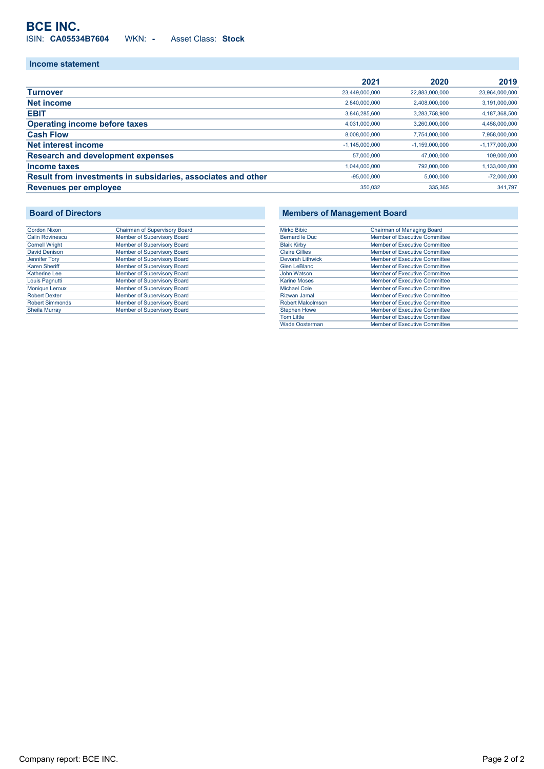# BCE INC.

ISIN: **CA05534B7604** WKN: **-** Asset Class: **Stock**

## Income statement

| | 2021 | 2020 | 2019 |
|---|---|---|---|
| **Turnover** | 23,449,000,000 | 22,883,000,000 | 23,964,000,000 |
| **Net income** | 2,840,000,000 | 2,408,000,000 | 3,191,000,000 |
| **EBIT** | 3,846,285,600 | 3,283,758,900 | 4,187,368,500 |
| **Operating income before taxes** | 4,031,000,000 | 3,260,000,000 | 4,458,000,000 |
| **Cash Flow** | 8,008,000,000 | 7,754,000,000 | 7,958,000,000 |
| **Net interest income** | -1,145,000,000 | -1,159,000,000 | -1,177,000,000 |
| **Research and development expenses** | 57,000,000 | 47,000,000 | 109,000,000 |
| **Income taxes** | 1,044,000,000 | 792,000,000 | 1,133,000,000 |
| **Result from investments in subsidaries, associates and other** | -95,000,000 | 5,000,000 | -72,000,000 |
| **Revenues per employee** | 350,032 | 335,365 | 341,797 |

## Board of Directors

| | |
|---|---|
| Gordon Nixon | Chairman of Supervisory Board |
| Calin Rovinescu | Member of Supervisory Board |
| Cornell Wright | Member of Supervisory Board |
| David Denison | Member of Supervisory Board |
| Jennifer Tory | Member of Supervisory Board |
| Karen Sheriff | Member of Supervisory Board |
| Katherine Lee | Member of Supervisory Board |
| Louis Pagnutti | Member of Supervisory Board |
| Monique Leroux | Member of Supervisory Board |
| Robert Dexter | Member of Supervisory Board |
| Robert Simmonds | Member of Supervisory Board |
| Sheila Murray | Member of Supervisory Board |

## Members of Management Board

| | |
|---|---|
| Mirko Bibic | Chairman of Managing Board |
| Bernard le Duc | Member of Executive Committee |
| Blaik Kirby | Member of Executive Committee |
| Claire Gillies | Member of Executive Committee |
| Devorah Lithwick | Member of Executive Committee |
| Glen LeBlanc | Member of Executive Committee |
| John Watson | Member of Executive Committee |
| Karine Moses | Member of Executive Committee |
| Michael Cole | Member of Executive Committee |
| Rizwan Jamal | Member of Executive Committee |
| Robert Malcolmson | Member of Executive Committee |
| Stephen Howe | Member of Executive Committee |
| Tom Little | Member of Executive Committee |
| Wade Oosterman | Member of Executive Committee |